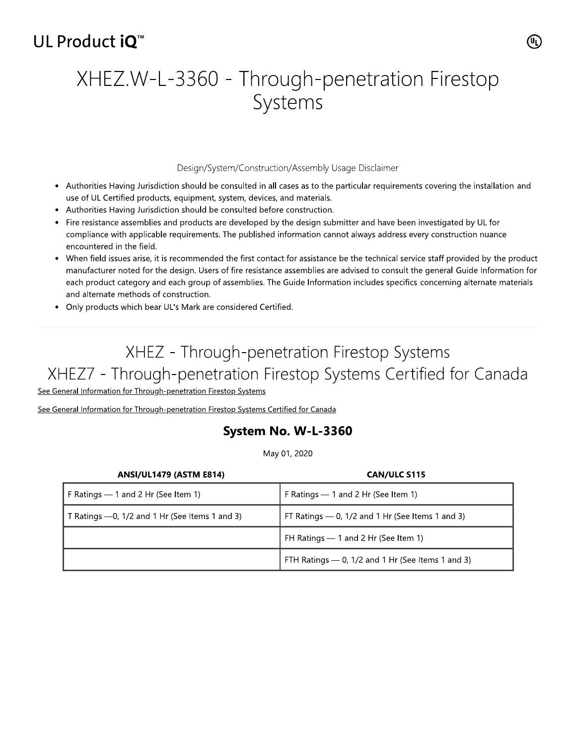UL Product iQ™

# XHEZ.W-L-3360 - Through-penetration Firestop Systems

Design/System/Construction/Assembly Usage Disclaimer

- Authorities Having Jurisdiction should be consulted in all cases as to the particular requirements covering the installation and use of UL Certified products, equipment, system, devices, and materials.
- Authorities Having Jurisdiction should be consulted before construction.
- Fire resistance assemblies and products are developed by the design submitter and have been investigated by UL for compliance with applicable requirements. The published information cannot always address every construction nuance encountered in the field.
- When field issues arise, it is recommended the first contact for assistance be the technical service staff provided by the product manufacturer noted for the design. Users of fire resistance assemblies are advised to consult the general Guide Information for each product category and each group of assemblies. The Guide Information includes specifics concerning alternate materials and alternate methods of construction.
- Only products which bear UL's Mark are considered Certified.

---

## XHEZ - Through-penetration Firestop Systems
## XHEZ7 - Through-penetration Firestop Systems Certified for Canada

See General Information for Through-penetration Firestop Systems

See General Information for Through-penetration Firestop Systems Certified for Canada

### System No. W-L-3360

May 01, 2020

| ANSI/UL1479 (ASTM E814) | CAN/ULC S115 |
| --- | --- |
| F Ratings — 1 and 2 Hr (See Item 1) | F Ratings — 1 and 2 Hr (See Item 1) |
| T Ratings —0, 1/2 and 1 Hr (See Items 1 and 3) | FT Ratings — 0, 1/2 and 1 Hr (See Items 1 and 3) |
| | FH Ratings — 1 and 2 Hr (See Item 1) |
| | FTH Ratings — 0, 1/2 and 1 Hr (See Items 1 and 3) |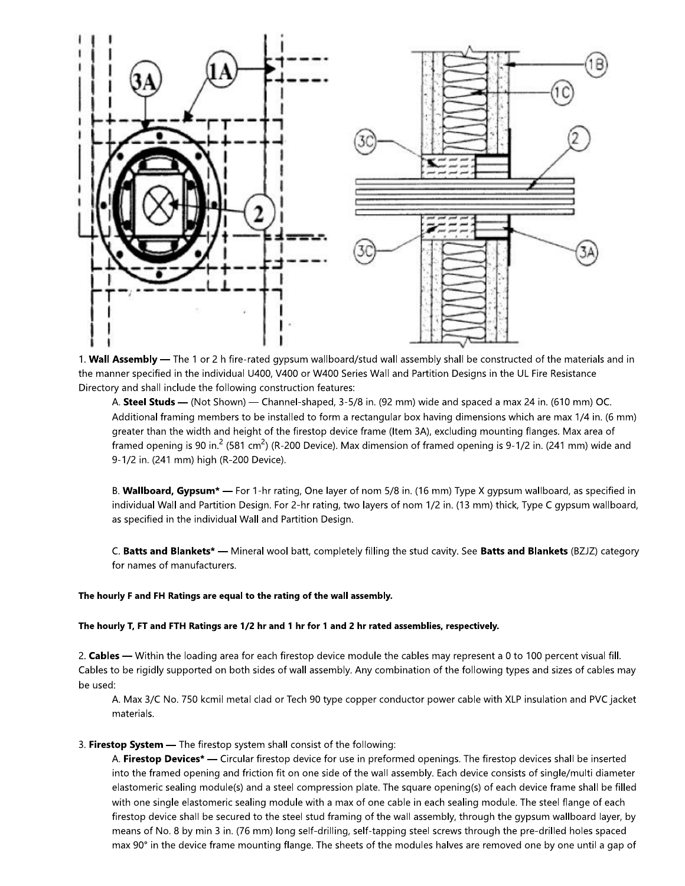1. **Wall Assembly** — The 1 or 2 h fire-rated gypsum wallboard/stud wall assembly shall be constructed of the materials and in the manner specified in the individual U400, V400 or W400 Series Wall and Partition Designs in the UL Fire Resistance Directory and shall include the following construction features:

   A. **Steel Studs** — (Not Shown) — Channel-shaped, 3-5/8 in. (92 mm) wide and spaced a max 24 in. (610 mm) OC. Additional framing members to be installed to form a rectangular box having dimensions which are max 1/4 in. (6 mm) greater than the width and height of the firestop device frame (Item 3A), excluding mounting flanges. Max area of framed opening is 90 in.$^2$ (581 cm$^2$) (R-200 Device). Max dimension of framed opening is 9-1/2 in. (241 mm) wide and 9-1/2 in. (241 mm) high (R-200 Device).

   B. **Wallboard, Gypsum*** — For 1-hr rating, One layer of nom 5/8 in. (16 mm) Type X gypsum wallboard, as specified in individual Wall and Partition Design. For 2-hr rating, two layers of nom 1/2 in. (13 mm) thick, Type C gypsum wallboard, as specified in the individual Wall and Partition Design.

   C. **Batts and Blankets*** — Mineral wool batt, completely filling the stud cavity. See **Batts and Blankets** (BZJZ) category for names of manufacturers.

**The hourly F and FH Ratings are equal to the rating of the wall assembly.**

**The hourly T, FT and FTH Ratings are 1/2 hr and 1 hr for 1 and 2 hr rated assemblies, respectively.**

2. **Cables** — Within the loading area for each firestop device module the cables may represent a 0 to 100 percent visual fill. Cables to be rigidly supported on both sides of wall assembly. Any combination of the following types and sizes of cables may be used:

   A. Max 3/C No. 750 kcmil metal clad or Tech 90 type copper conductor power cable with XLP insulation and PVC jacket materials.

3. **Firestop System** — The firestop system shall consist of the following:

   A. **Firestop Devices*** — Circular firestop device for use in preformed openings. The firestop devices shall be inserted into the framed opening and friction fit on one side of the wall assembly. Each device consists of single/multi diameter elastomeric sealing module(s) and a steel compression plate. The square opening(s) of each device frame shall be filled with one single elastomeric sealing module with a max of one cable in each sealing module. The steel flange of each firestop device shall be secured to the steel stud framing of the wall assembly, through the gypsum wallboard layer, by means of No. 8 by min 3 in. (76 mm) long self-drilling, self-tapping steel screws through the pre-drilled holes spaced max 90° in the device frame mounting flange. The sheets of the modules halves are removed one by one until a gap of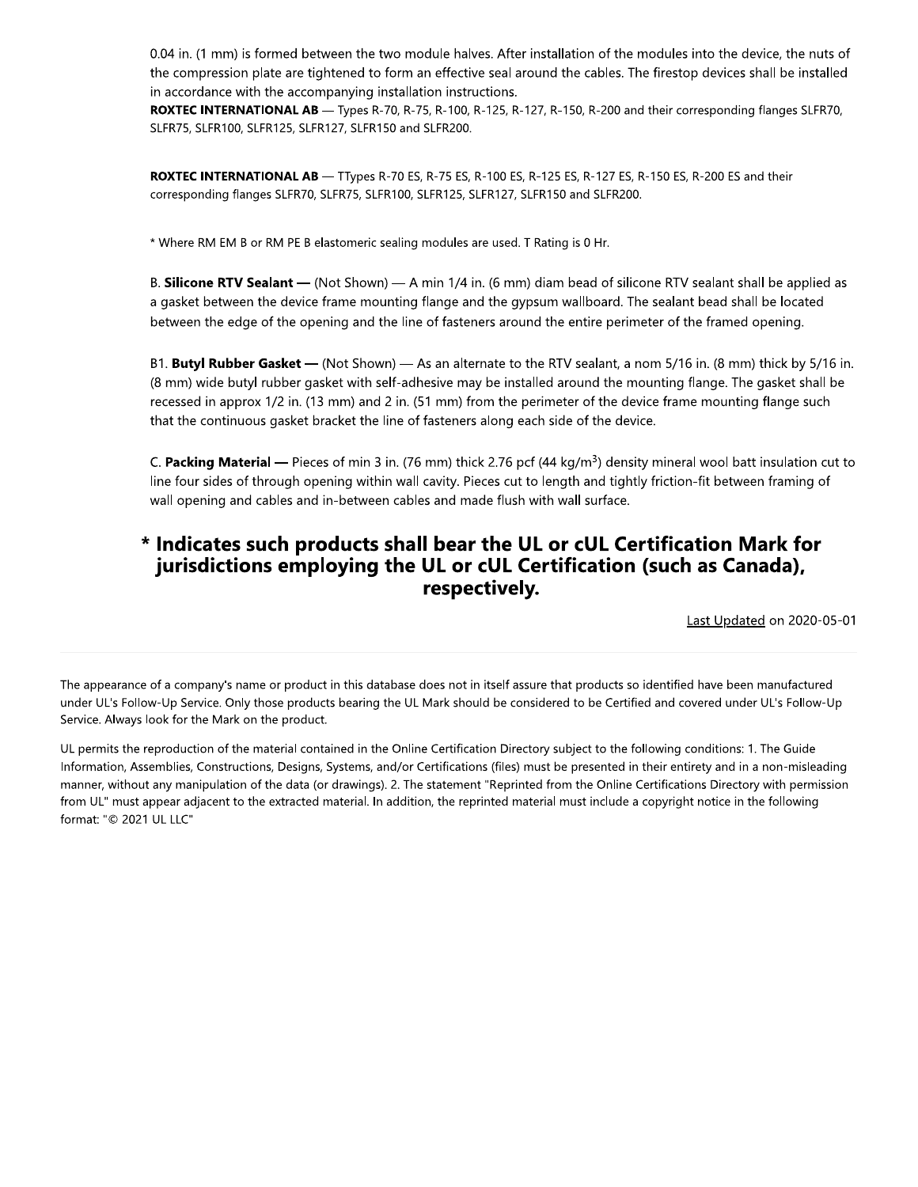0.04 in. (1 mm) is formed between the two module halves. After installation of the modules into the device, the nuts of the compression plate are tightened to form an effective seal around the cables. The firestop devices shall be installed in accordance with the accompanying installation instructions.

**ROXTEC INTERNATIONAL AB** — Types R-70, R-75, R-100, R-125, R-127, R-150, R-200 and their corresponding flanges SLFR70, SLFR75, SLFR100, SLFR125, SLFR127, SLFR150 and SLFR200.

**ROXTEC INTERNATIONAL AB** — TTypes R-70 ES, R-75 ES, R-100 ES, R-125 ES, R-127 ES, R-150 ES, R-200 ES and their corresponding flanges SLFR70, SLFR75, SLFR100, SLFR125, SLFR127, SLFR150 and SLFR200.

* Where RM EM B or RM PE B elastomeric sealing modules are used. T Rating is 0 Hr.

B. **Silicone RTV Sealant —** (Not Shown) — A min 1/4 in. (6 mm) diam bead of silicone RTV sealant shall be applied as a gasket between the device frame mounting flange and the gypsum wallboard. The sealant bead shall be located between the edge of the opening and the line of fasteners around the entire perimeter of the framed opening.

B1. **Butyl Rubber Gasket —** (Not Shown) — As an alternate to the RTV sealant, a nom 5/16 in. (8 mm) thick by 5/16 in. (8 mm) wide butyl rubber gasket with self-adhesive may be installed around the mounting flange. The gasket shall be recessed in approx 1/2 in. (13 mm) and 2 in. (51 mm) from the perimeter of the device frame mounting flange such that the continuous gasket bracket the line of fasteners along each side of the device.

C. **Packing Material —** Pieces of min 3 in. (76 mm) thick 2.76 pcf (44 kg/m$^3$) density mineral wool batt insulation cut to line four sides of through opening within wall cavity. Pieces cut to length and tightly friction-fit between framing of wall opening and cables and in-between cables and made flush with wall surface.

## * Indicates such products shall bear the UL or cUL Certification Mark for jurisdictions employing the UL or cUL Certification (such as Canada), respectively.

Last Updated on 2020-05-01

---

The appearance of a company's name or product in this database does not in itself assure that products so identified have been manufactured under UL's Follow-Up Service. Only those products bearing the UL Mark should be considered to be Certified and covered under UL's Follow-Up Service. Always look for the Mark on the product.

UL permits the reproduction of the material contained in the Online Certification Directory subject to the following conditions: 1. The Guide Information, Assemblies, Constructions, Designs, Systems, and/or Certifications (files) must be presented in their entirety and in a non-misleading manner, without any manipulation of the data (or drawings). 2. The statement "Reprinted from the Online Certifications Directory with permission from UL" must appear adjacent to the extracted material. In addition, the reprinted material must include a copyright notice in the following format: "© 2021 UL LLC"